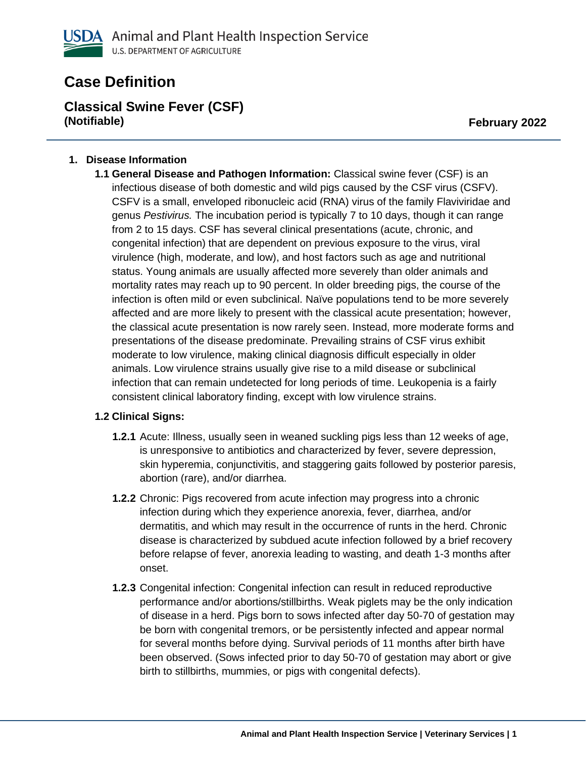USDA Animal and Plant Health Inspection Service
U.S. DEPARTMENT OF AGRICULTURE

# Case Definition

## Classical Swine Fever (CSF)

**(Notifiable)**

**February 2022**

### 1. Disease Information

**1.1 General Disease and Pathogen Information:** Classical swine fever (CSF) is an infectious disease of both domestic and wild pigs caused by the CSF virus (CSFV). CSFV is a small, enveloped ribonucleic acid (RNA) virus of the family Flaviviridae and genus *Pestivirus.* The incubation period is typically 7 to 10 days, though it can range from 2 to 15 days. CSF has several clinical presentations (acute, chronic, and congenital infection) that are dependent on previous exposure to the virus, viral virulence (high, moderate, and low), and host factors such as age and nutritional status. Young animals are usually affected more severely than older animals and mortality rates may reach up to 90 percent. In older breeding pigs, the course of the infection is often mild or even subclinical. Naïve populations tend to be more severely affected and are more likely to present with the classical acute presentation; however, the classical acute presentation is now rarely seen. Instead, more moderate forms and presentations of the disease predominate. Prevailing strains of CSF virus exhibit moderate to low virulence, making clinical diagnosis difficult especially in older animals. Low virulence strains usually give rise to a mild disease or subclinical infection that can remain undetected for long periods of time. Leukopenia is a fairly consistent clinical laboratory finding, except with low virulence strains.

**1.2 Clinical Signs:**

**1.2.1** Acute: Illness, usually seen in weaned suckling pigs less than 12 weeks of age, is unresponsive to antibiotics and characterized by fever, severe depression, skin hyperemia, conjunctivitis, and staggering gaits followed by posterior paresis, abortion (rare), and/or diarrhea.

**1.2.2** Chronic: Pigs recovered from acute infection may progress into a chronic infection during which they experience anorexia, fever, diarrhea, and/or dermatitis, and which may result in the occurrence of runts in the herd. Chronic disease is characterized by subdued acute infection followed by a brief recovery before relapse of fever, anorexia leading to wasting, and death 1-3 months after onset.

**1.2.3** Congenital infection: Congenital infection can result in reduced reproductive performance and/or abortions/stillbirths. Weak piglets may be the only indication of disease in a herd. Pigs born to sows infected after day 50-70 of gestation may be born with congenital tremors, or be persistently infected and appear normal for several months before dying. Survival periods of 11 months after birth have been observed. (Sows infected prior to day 50-70 of gestation may abort or give birth to stillbirths, mummies, or pigs with congenital defects).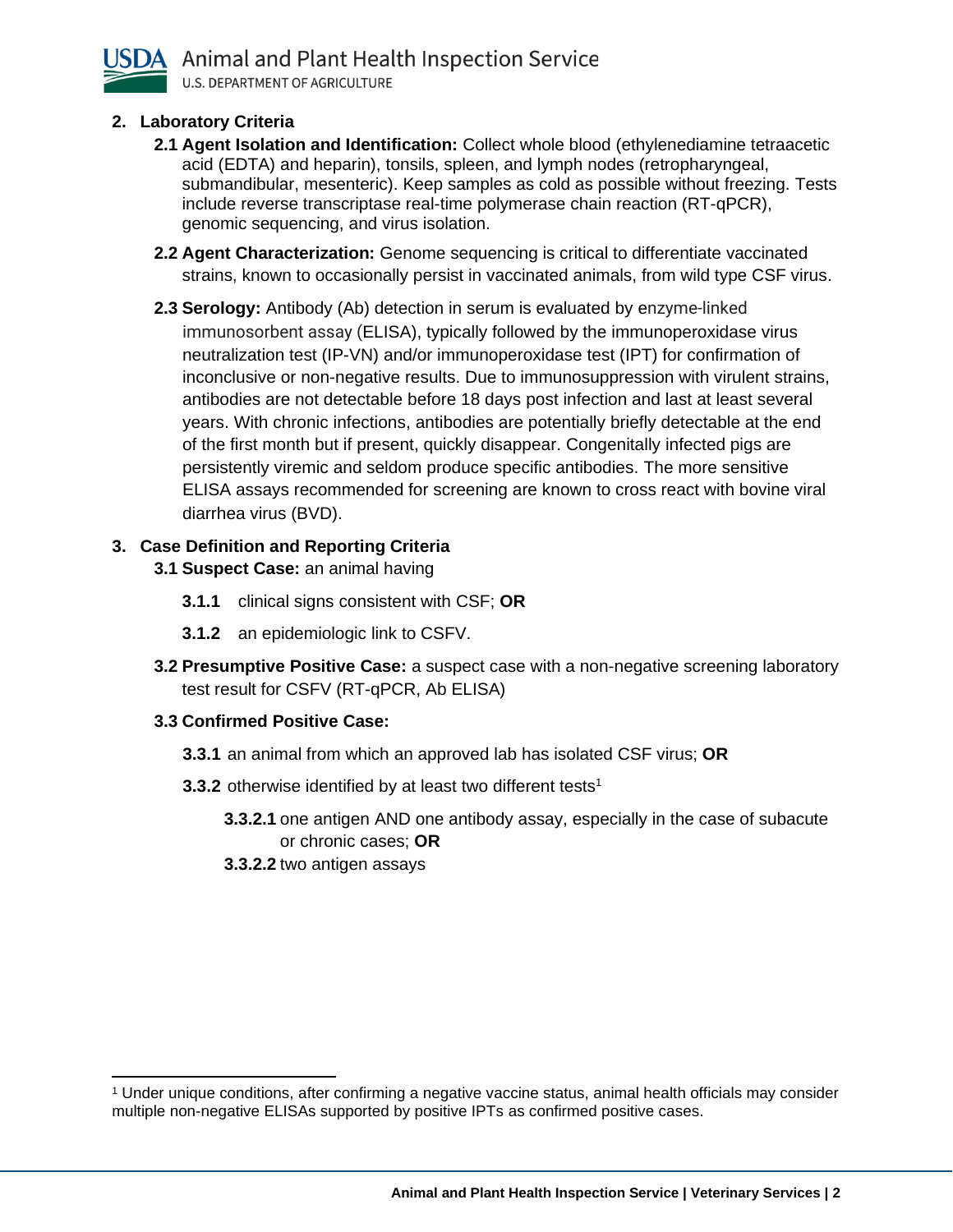## 2. Laboratory Criteria

**2.1 Agent Isolation and Identification:** Collect whole blood (ethylenediamine tetraacetic acid (EDTA) and heparin), tonsils, spleen, and lymph nodes (retropharyngeal, submandibular, mesenteric). Keep samples as cold as possible without freezing. Tests include reverse transcriptase real-time polymerase chain reaction (RT-qPCR), genomic sequencing, and virus isolation.

**2.2 Agent Characterization:** Genome sequencing is critical to differentiate vaccinated strains, known to occasionally persist in vaccinated animals, from wild type CSF virus.

**2.3 Serology:** Antibody (Ab) detection in serum is evaluated by enzyme-linked immunosorbent assay (ELISA), typically followed by the immunoperoxidase virus neutralization test (IP-VN) and/or immunoperoxidase test (IPT) for confirmation of inconclusive or non-negative results. Due to immunosuppression with virulent strains, antibodies are not detectable before 18 days post infection and last at least several years. With chronic infections, antibodies are potentially briefly detectable at the end of the first month but if present, quickly disappear. Congenitally infected pigs are persistently viremic and seldom produce specific antibodies. The more sensitive ELISA assays recommended for screening are known to cross react with bovine viral diarrhea virus (BVD).

## 3. Case Definition and Reporting Criteria

**3.1 Suspect Case:** an animal having

**3.1.1** clinical signs consistent with CSF; **OR**

**3.1.2** an epidemiologic link to CSFV.

**3.2 Presumptive Positive Case:** a suspect case with a non-negative screening laboratory test result for CSFV (RT-qPCR, Ab ELISA)

**3.3 Confirmed Positive Case:**

**3.3.1** an animal from which an approved lab has isolated CSF virus; **OR**

**3.3.2** otherwise identified by at least two different tests[1]

**3.3.2.1** one antigen AND one antibody assay, especially in the case of subacute or chronic cases; **OR**

**3.3.2.2** two antigen assays

---

[1] Under unique conditions, after confirming a negative vaccine status, animal health officials may consider multiple non-negative ELISAs supported by positive IPTs as confirmed positive cases.